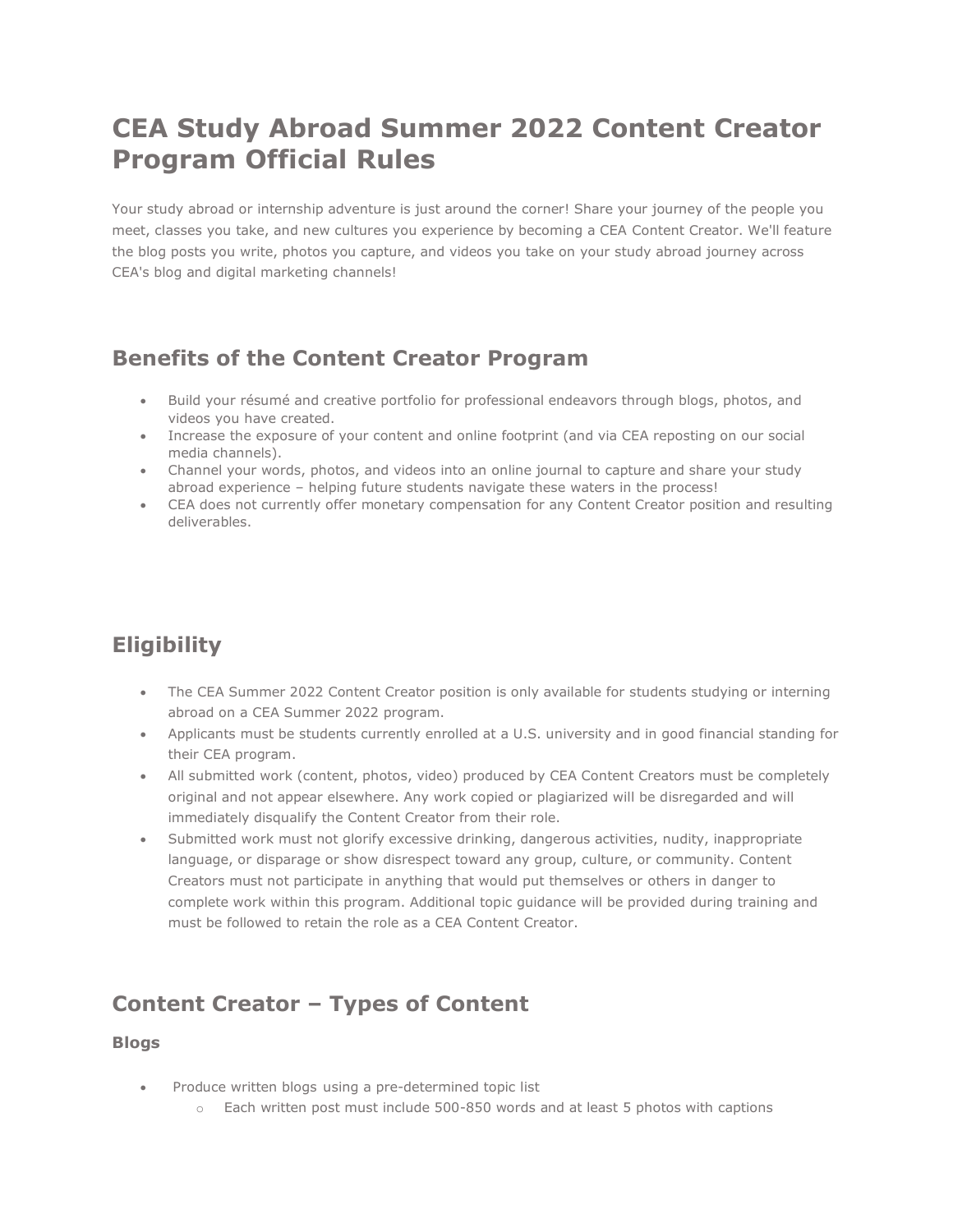# CEA Study Abroad Summer 2022 Content Creator Program Official Rules

Your study abroad or internship adventure is just around the corner! Share your journey of the people you meet, classes you take, and new cultures you experience by becoming a CEA Content Creator. We'll feature the blog posts you write, photos you capture, and videos you take on your study abroad journey across CEA's blog and digital marketing channels!

## Benefits of the Content Creator Program

- Build your résumé and creative portfolio for professional endeavors through blogs, photos, and videos you have created.
- Increase the exposure of your content and online footprint (and via CEA reposting on our social media channels).
- Channel your words, photos, and videos into an online journal to capture and share your study abroad experience – helping future students navigate these waters in the process!
- CEA does not currently offer monetary compensation for any Content Creator position and resulting deliverables.

## Eligibility

- The CEA Summer 2022 Content Creator position is only available for students studying or interning abroad on a CEA Summer 2022 program.
- Applicants must be students currently enrolled at a U.S. university and in good financial standing for their CEA program.
- All submitted work (content, photos, video) produced by CEA Content Creators must be completely original and not appear elsewhere. Any work copied or plagiarized will be disregarded and will immediately disqualify the Content Creator from their role.
- Submitted work must not glorify excessive drinking, dangerous activities, nudity, inappropriate language, or disparage or show disrespect toward any group, culture, or community. Content Creators must not participate in anything that would put themselves or others in danger to complete work within this program. Additional topic guidance will be provided during training and must be followed to retain the role as a CEA Content Creator.

## Content Creator – Types of Content

### Blogs

- Produce written blogs using a pre-determined topic list
  - Each written post must include 500-850 words and at least 5 photos with captions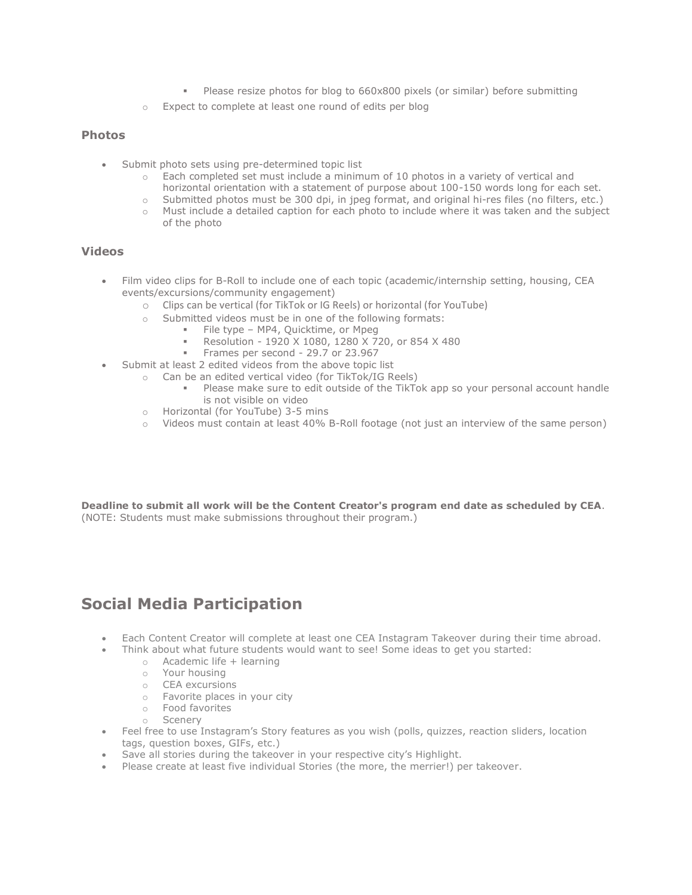- Please resize photos for blog to 660x800 pixels (or similar) before submitting
    - Expect to complete at least one round of edits per blog

### Photos

- Submit photo sets using pre-determined topic list
    - Each completed set must include a minimum of 10 photos in a variety of vertical and horizontal orientation with a statement of purpose about 100-150 words long for each set.
    - Submitted photos must be 300 dpi, in jpeg format, and original hi-res files (no filters, etc.)
    - Must include a detailed caption for each photo to include where it was taken and the subject of the photo

### Videos

- Film video clips for B-Roll to include one of each topic (academic/internship setting, housing, CEA events/excursions/community engagement)
    - Clips can be vertical (for TikTok or IG Reels) or horizontal (for YouTube)
    - Submitted videos must be in one of the following formats:
        - File type – MP4, Quicktime, or Mpeg
        - Resolution - 1920 X 1080, 1280 X 720, or 854 X 480
        - Frames per second - 29.7 or 23.967
- Submit at least 2 edited videos from the above topic list
    - Can be an edited vertical video (for TikTok/IG Reels)
        - Please make sure to edit outside of the TikTok app so your personal account handle is not visible on video
    - Horizontal (for YouTube) 3-5 mins
    - Videos must contain at least 40% B-Roll footage (not just an interview of the same person)

**Deadline to submit all work will be the Content Creator's program end date as scheduled by CEA**. (NOTE: Students must make submissions throughout their program.)

## Social Media Participation

- Each Content Creator will complete at least one CEA Instagram Takeover during their time abroad.
- Think about what future students would want to see! Some ideas to get you started:
    - Academic life + learning
    - Your housing
    - CEA excursions
    - Favorite places in your city
    - Food favorites
    - Scenery
- Feel free to use Instagram's Story features as you wish (polls, quizzes, reaction sliders, location tags, question boxes, GIFs, etc.)
- Save all stories during the takeover in your respective city's Highlight.
- Please create at least five individual Stories (the more, the merrier!) per takeover.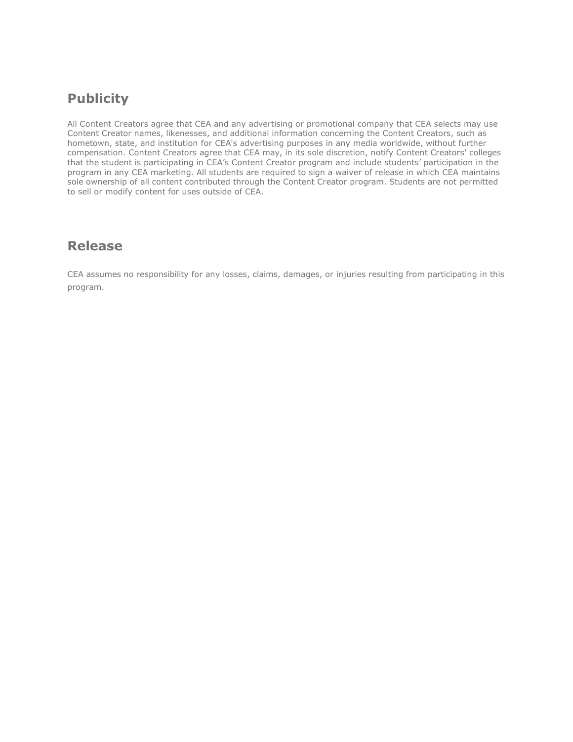## Publicity

All Content Creators agree that CEA and any advertising or promotional company that CEA selects may use Content Creator names, likenesses, and additional information concerning the Content Creators, such as hometown, state, and institution for CEA's advertising purposes in any media worldwide, without further compensation. Content Creators agree that CEA may, in its sole discretion, notify Content Creators' colleges that the student is participating in CEA's Content Creator program and include students' participation in the program in any CEA marketing. All students are required to sign a waiver of release in which CEA maintains sole ownership of all content contributed through the Content Creator program. Students are not permitted to sell or modify content for uses outside of CEA.

## Release

CEA assumes no responsibility for any losses, claims, damages, or injuries resulting from participating in this program.